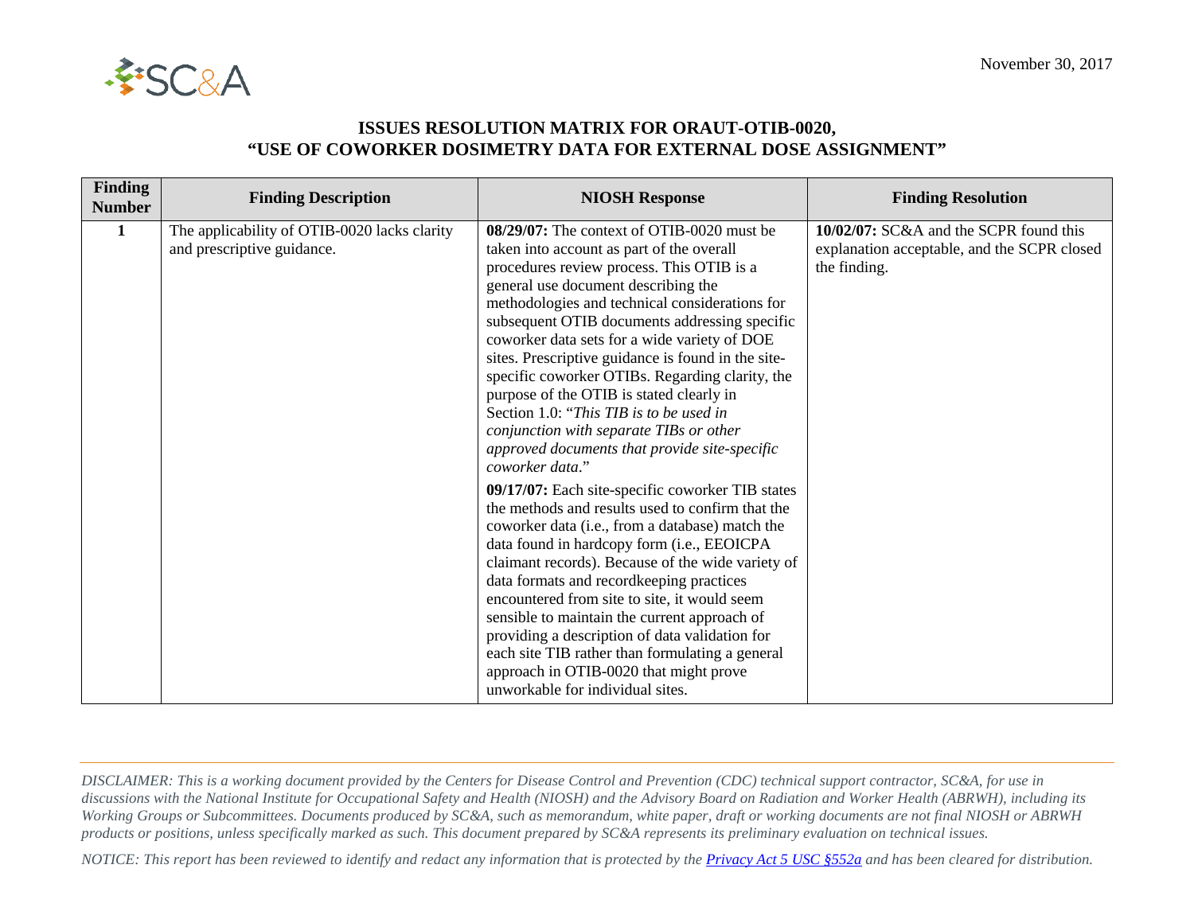November 30, 2017

# ISSUES RESOLUTION MATRIX FOR ORAUT-OTIB-0020, "USE OF COWORKER DOSIMETRY DATA FOR EXTERNAL DOSE ASSIGNMENT"

| Finding Number | Finding Description | NIOSH Response | Finding Resolution |
|---|---|---|---|
| **1** | The applicability of OTIB-0020 lacks clarity and prescriptive guidance. | **08/29/07:** The context of OTIB-0020 must be taken into account as part of the overall procedures review process. This OTIB is a general use document describing the methodologies and technical considerations for subsequent OTIB documents addressing specific coworker data sets for a wide variety of DOE sites. Prescriptive guidance is found in the site-specific coworker OTIBs. Regarding clarity, the purpose of the OTIB is stated clearly in Section 1.0: "*This TIB is to be used in conjunction with separate TIBs or other approved documents that provide site-specific coworker data*." <br><br> **09/17/07:** Each site-specific coworker TIB states the methods and results used to confirm that the coworker data (i.e., from a database) match the data found in hardcopy form (i.e., EEOICPA claimant records). Because of the wide variety of data formats and recordkeeping practices encountered from site to site, it would seem sensible to maintain the current approach of providing a description of data validation for each site TIB rather than formulating a general approach in OTIB-0020 that might prove unworkable for individual sites. | **10/02/07:** SC&A and the SCPR found this explanation acceptable, and the SCPR closed the finding. |

*DISCLAIMER: This is a working document provided by the Centers for Disease Control and Prevention (CDC) technical support contractor, SC&A, for use in discussions with the National Institute for Occupational Safety and Health (NIOSH) and the Advisory Board on Radiation and Worker Health (ABRWH), including its Working Groups or Subcommittees. Documents produced by SC&A, such as memorandum, white paper, draft or working documents are not final NIOSH or ABRWH products or positions, unless specifically marked as such. This document prepared by SC&A represents its preliminary evaluation on technical issues.*

*NOTICE: This report has been reviewed to identify and redact any information that is protected by the Privacy Act 5 USC §552a and has been cleared for distribution.*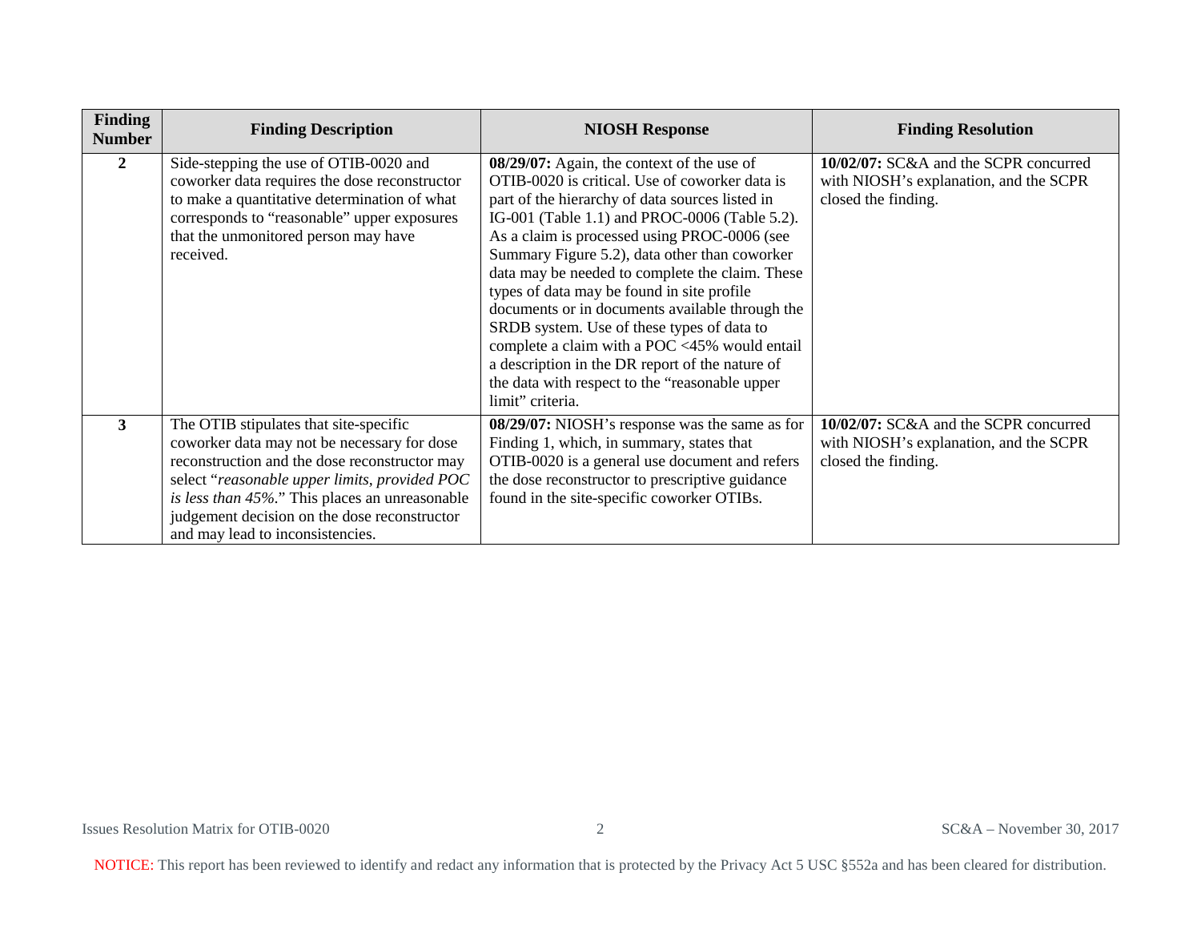| Finding Number | Finding Description | NIOSH Response | Finding Resolution |
|---|---|---|---|
| **2** | Side-stepping the use of OTIB-0020 and coworker data requires the dose reconstructor to make a quantitative determination of what corresponds to "reasonable" upper exposures that the unmonitored person may have received. | **08/29/07:** Again, the context of the use of OTIB-0020 is critical. Use of coworker data is part of the hierarchy of data sources listed in IG-001 (Table 1.1) and PROC-0006 (Table 5.2). As a claim is processed using PROC-0006 (see Summary Figure 5.2), data other than coworker data may be needed to complete the claim. These types of data may be found in site profile documents or in documents available through the SRDB system. Use of these types of data to complete a claim with a POC <45% would entail a description in the DR report of the nature of the data with respect to the "reasonable upper limit" criteria. | **10/02/07:** SC&A and the SCPR concurred with NIOSH's explanation, and the SCPR closed the finding. |
| **3** | The OTIB stipulates that site-specific coworker data may not be necessary for dose reconstruction and the dose reconstructor may select "*reasonable upper limits, provided POC is less than 45%*." This places an unreasonable judgement decision on the dose reconstructor and may lead to inconsistencies. | **08/29/07:** NIOSH's response was the same as for Finding 1, which, in summary, states that OTIB-0020 is a general use document and refers the dose reconstructor to prescriptive guidance found in the site-specific coworker OTIBs. | **10/02/07:** SC&A and the SCPR concurred with NIOSH's explanation, and the SCPR closed the finding. |

NOTICE: This report has been reviewed to identify and redact any information that is protected by the Privacy Act 5 USC §552a and has been cleared for distribution.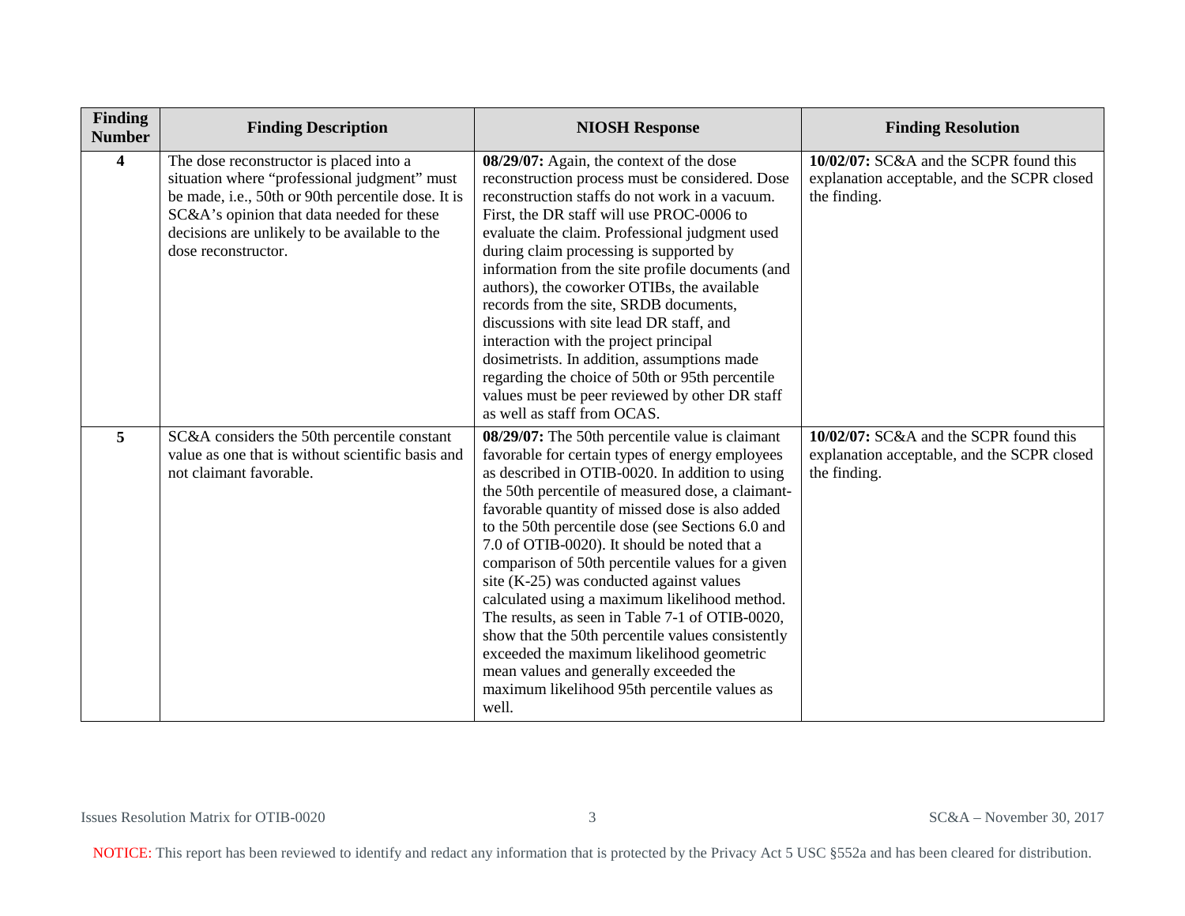| Finding Number | Finding Description | NIOSH Response | Finding Resolution |
|---|---|---|---|
| **4** | The dose reconstructor is placed into a situation where "professional judgment" must be made, i.e., 50th or 90th percentile dose. It is SC&A's opinion that data needed for these decisions are unlikely to be available to the dose reconstructor. | **08/29/07:** Again, the context of the dose reconstruction process must be considered. Dose reconstruction staffs do not work in a vacuum. First, the DR staff will use PROC-0006 to evaluate the claim. Professional judgment used during claim processing is supported by information from the site profile documents (and authors), the coworker OTIBs, the available records from the site, SRDB documents, discussions with site lead DR staff, and interaction with the project principal dosimetrists. In addition, assumptions made regarding the choice of 50th or 95th percentile values must be peer reviewed by other DR staff as well as staff from OCAS. | **10/02/07:** SC&A and the SCPR found this explanation acceptable, and the SCPR closed the finding. |
| **5** | SC&A considers the 50th percentile constant value as one that is without scientific basis and not claimant favorable. | **08/29/07:** The 50th percentile value is claimant favorable for certain types of energy employees as described in OTIB-0020. In addition to using the 50th percentile of measured dose, a claimant-favorable quantity of missed dose is also added to the 50th percentile dose (see Sections 6.0 and 7.0 of OTIB-0020). It should be noted that a comparison of 50th percentile values for a given site (K-25) was conducted against values calculated using a maximum likelihood method. The results, as seen in Table 7-1 of OTIB-0020, show that the 50th percentile values consistently exceeded the maximum likelihood geometric mean values and generally exceeded the maximum likelihood 95th percentile values as well. | **10/02/07:** SC&A and the SCPR found this explanation acceptable, and the SCPR closed the finding. |

NOTICE: This report has been reviewed to identify and redact any information that is protected by the Privacy Act 5 USC §552a and has been cleared for distribution.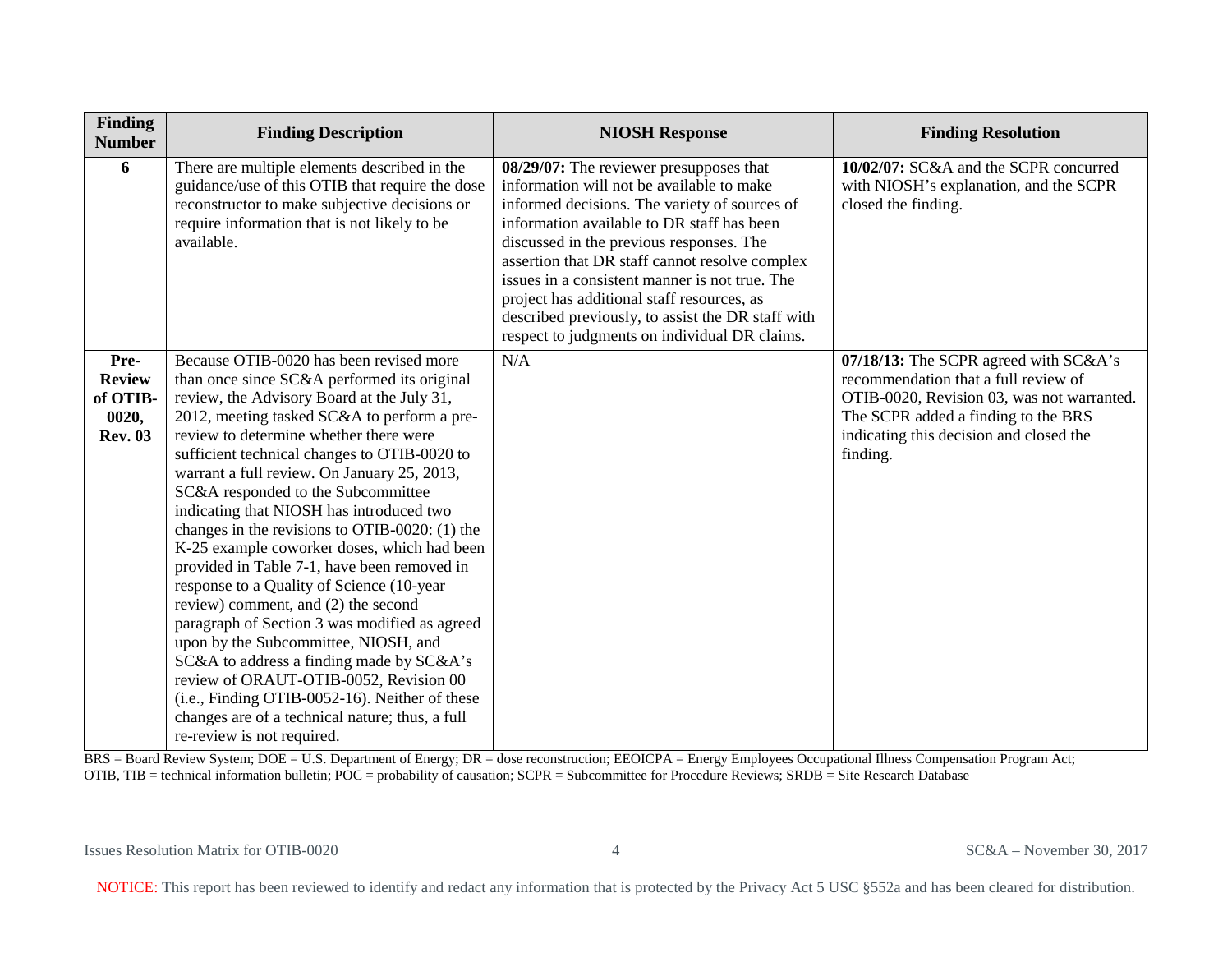| Finding Number | Finding Description | NIOSH Response | Finding Resolution |
| --- | --- | --- | --- |
| **6** | There are multiple elements described in the guidance/use of this OTIB that require the dose reconstructor to make subjective decisions or require information that is not likely to be available. | **08/29/07:** The reviewer presupposes that information will not be available to make informed decisions. The variety of sources of information available to DR staff has been discussed in the previous responses. The assertion that DR staff cannot resolve complex issues in a consistent manner is not true. The project has additional staff resources, as described previously, to assist the DR staff with respect to judgments on individual DR claims. | **10/02/07:** SC&A and the SCPR concurred with NIOSH's explanation, and the SCPR closed the finding. |
| **Pre-Review of OTIB-0020, Rev. 03** | Because OTIB-0020 has been revised more than once since SC&A performed its original review, the Advisory Board at the July 31, 2012, meeting tasked SC&A to perform a pre-review to determine whether there were sufficient technical changes to OTIB-0020 to warrant a full review. On January 25, 2013, SC&A responded to the Subcommittee indicating that NIOSH has introduced two changes in the revisions to OTIB-0020: (1) the K-25 example coworker doses, which had been provided in Table 7-1, have been removed in response to a Quality of Science (10-year review) comment, and (2) the second paragraph of Section 3 was modified as agreed upon by the Subcommittee, NIOSH, and SC&A to address a finding made by SC&A's review of ORAUT-OTIB-0052, Revision 00 (i.e., Finding OTIB-0052-16). Neither of these changes are of a technical nature; thus, a full re-review is not required. | N/A | **07/18/13:** The SCPR agreed with SC&A's recommendation that a full review of OTIB-0020, Revision 03, was not warranted. The SCPR added a finding to the BRS indicating this decision and closed the finding. |

BRS = Board Review System; DOE = U.S. Department of Energy; DR = dose reconstruction; EEOICPA = Energy Employees Occupational Illness Compensation Program Act; OTIB, TIB = technical information bulletin; POC = probability of causation; SCPR = Subcommittee for Procedure Reviews; SRDB = Site Research Database